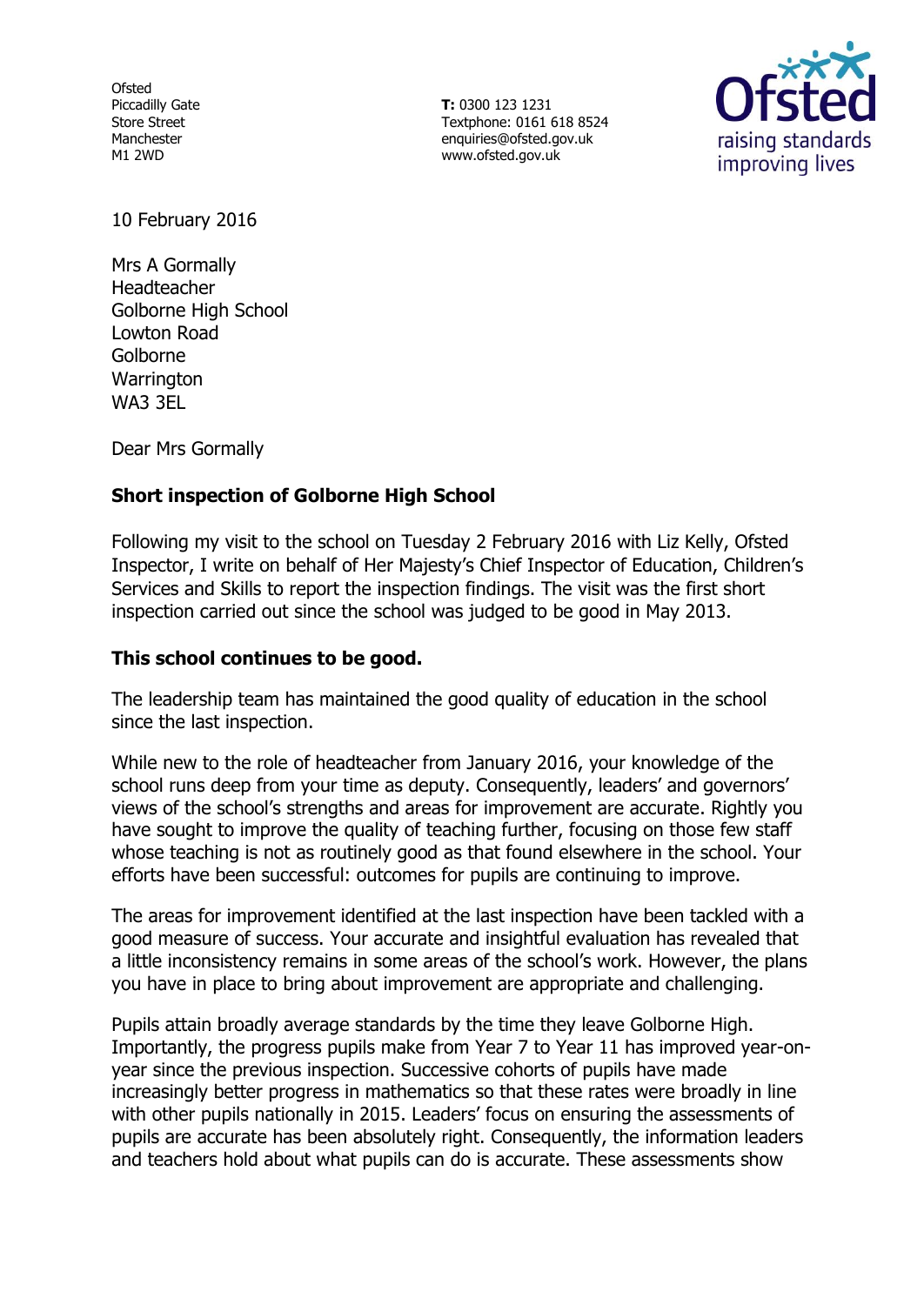Ofsted
Piccadilly Gate
Store Street
Manchester
M1 2WD

**T:** 0300 123 1231
Textphone: 0161 618 8524
enquiries@ofsted.gov.uk
www.ofsted.gov.uk

10 February 2016

Mrs A Gormally
Headteacher
Golborne High School
Lowton Road
Golborne
Warrington
WA3 3EL

Dear Mrs Gormally

**Short inspection of Golborne High School**

Following my visit to the school on Tuesday 2 February 2016 with Liz Kelly, Ofsted Inspector, I write on behalf of Her Majesty's Chief Inspector of Education, Children's Services and Skills to report the inspection findings. The visit was the first short inspection carried out since the school was judged to be good in May 2013.

**This school continues to be good.**

The leadership team has maintained the good quality of education in the school since the last inspection.

While new to the role of headteacher from January 2016, your knowledge of the school runs deep from your time as deputy. Consequently, leaders' and governors' views of the school's strengths and areas for improvement are accurate. Rightly you have sought to improve the quality of teaching further, focusing on those few staff whose teaching is not as routinely good as that found elsewhere in the school. Your efforts have been successful: outcomes for pupils are continuing to improve.

The areas for improvement identified at the last inspection have been tackled with a good measure of success. Your accurate and insightful evaluation has revealed that a little inconsistency remains in some areas of the school's work. However, the plans you have in place to bring about improvement are appropriate and challenging.

Pupils attain broadly average standards by the time they leave Golborne High. Importantly, the progress pupils make from Year 7 to Year 11 has improved year-on-year since the previous inspection. Successive cohorts of pupils have made increasingly better progress in mathematics so that these rates were broadly in line with other pupils nationally in 2015. Leaders' focus on ensuring the assessments of pupils are accurate has been absolutely right. Consequently, the information leaders and teachers hold about what pupils can do is accurate. These assessments show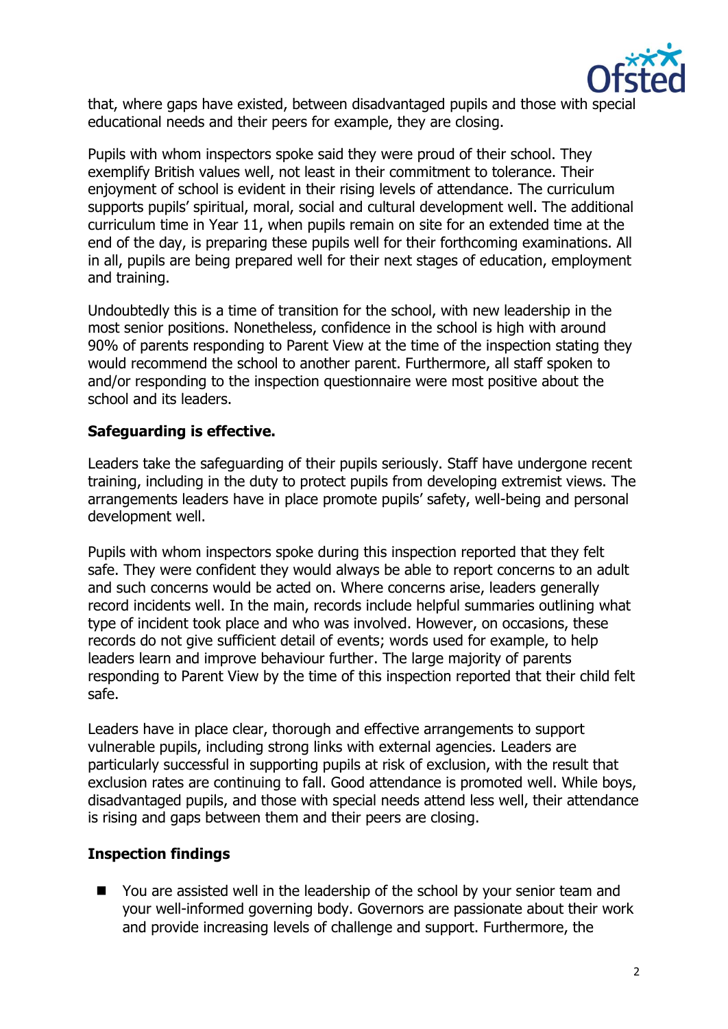that, where gaps have existed, between disadvantaged pupils and those with special educational needs and their peers for example, they are closing.

Pupils with whom inspectors spoke said they were proud of their school. They exemplify British values well, not least in their commitment to tolerance. Their enjoyment of school is evident in their rising levels of attendance. The curriculum supports pupils' spiritual, moral, social and cultural development well. The additional curriculum time in Year 11, when pupils remain on site for an extended time at the end of the day, is preparing these pupils well for their forthcoming examinations. All in all, pupils are being prepared well for their next stages of education, employment and training.

Undoubtedly this is a time of transition for the school, with new leadership in the most senior positions. Nonetheless, confidence in the school is high with around 90% of parents responding to Parent View at the time of the inspection stating they would recommend the school to another parent. Furthermore, all staff spoken to and/or responding to the inspection questionnaire were most positive about the school and its leaders.

**Safeguarding is effective.**

Leaders take the safeguarding of their pupils seriously. Staff have undergone recent training, including in the duty to protect pupils from developing extremist views. The arrangements leaders have in place promote pupils' safety, well-being and personal development well.

Pupils with whom inspectors spoke during this inspection reported that they felt safe. They were confident they would always be able to report concerns to an adult and such concerns would be acted on. Where concerns arise, leaders generally record incidents well. In the main, records include helpful summaries outlining what type of incident took place and who was involved. However, on occasions, these records do not give sufficient detail of events; words used for example, to help leaders learn and improve behaviour further. The large majority of parents responding to Parent View by the time of this inspection reported that their child felt safe.

Leaders have in place clear, thorough and effective arrangements to support vulnerable pupils, including strong links with external agencies. Leaders are particularly successful in supporting pupils at risk of exclusion, with the result that exclusion rates are continuing to fall. Good attendance is promoted well. While boys, disadvantaged pupils, and those with special needs attend less well, their attendance is rising and gaps between them and their peers are closing.

**Inspection findings**

- You are assisted well in the leadership of the school by your senior team and your well-informed governing body. Governors are passionate about their work and provide increasing levels of challenge and support. Furthermore, the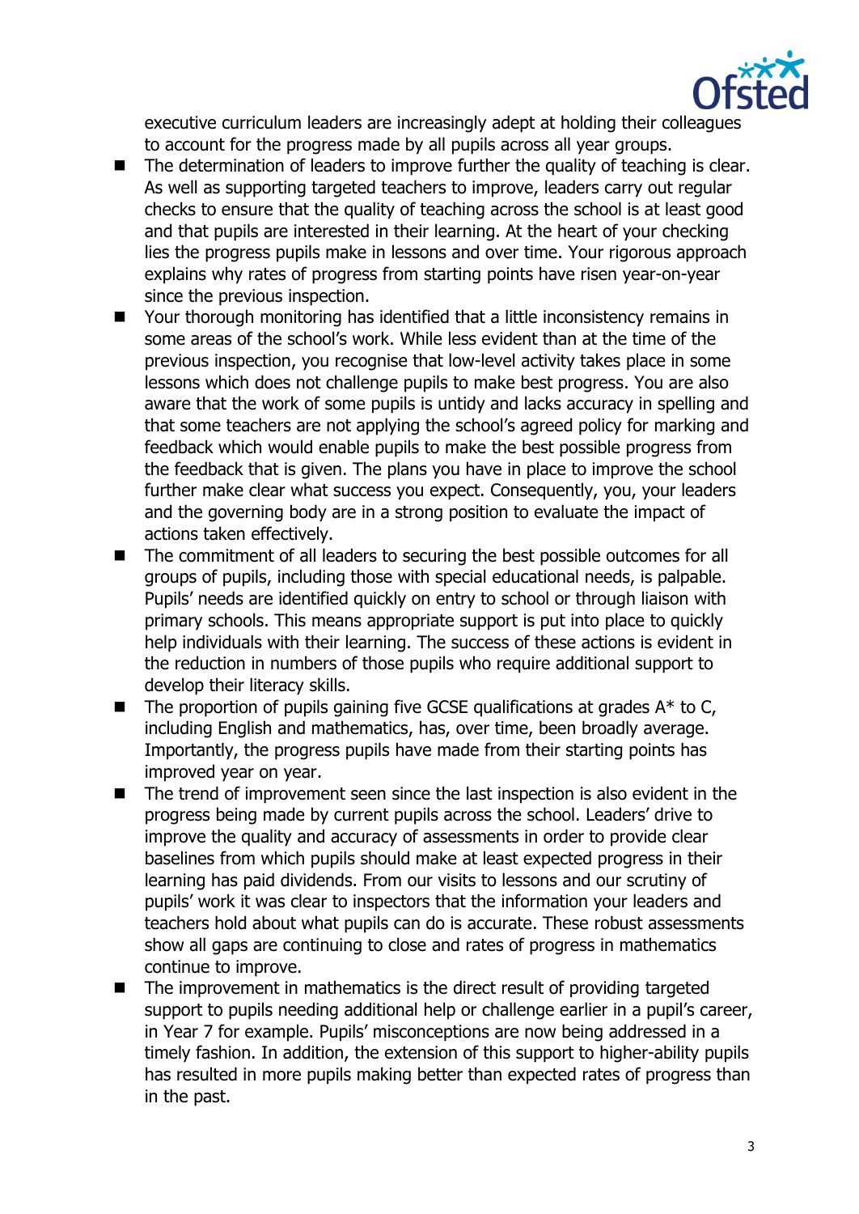executive curriculum leaders are increasingly adept at holding their colleagues to account for the progress made by all pupils across all year groups.

- The determination of leaders to improve further the quality of teaching is clear. As well as supporting targeted teachers to improve, leaders carry out regular checks to ensure that the quality of teaching across the school is at least good and that pupils are interested in their learning. At the heart of your checking lies the progress pupils make in lessons and over time. Your rigorous approach explains why rates of progress from starting points have risen year-on-year since the previous inspection.
- Your thorough monitoring has identified that a little inconsistency remains in some areas of the school's work. While less evident than at the time of the previous inspection, you recognise that low-level activity takes place in some lessons which does not challenge pupils to make best progress. You are also aware that the work of some pupils is untidy and lacks accuracy in spelling and that some teachers are not applying the school's agreed policy for marking and feedback which would enable pupils to make the best possible progress from the feedback that is given. The plans you have in place to improve the school further make clear what success you expect. Consequently, you, your leaders and the governing body are in a strong position to evaluate the impact of actions taken effectively.
- The commitment of all leaders to securing the best possible outcomes for all groups of pupils, including those with special educational needs, is palpable. Pupils' needs are identified quickly on entry to school or through liaison with primary schools. This means appropriate support is put into place to quickly help individuals with their learning. The success of these actions is evident in the reduction in numbers of those pupils who require additional support to develop their literacy skills.
- The proportion of pupils gaining five GCSE qualifications at grades A* to C, including English and mathematics, has, over time, been broadly average. Importantly, the progress pupils have made from their starting points has improved year on year.
- The trend of improvement seen since the last inspection is also evident in the progress being made by current pupils across the school. Leaders' drive to improve the quality and accuracy of assessments in order to provide clear baselines from which pupils should make at least expected progress in their learning has paid dividends. From our visits to lessons and our scrutiny of pupils' work it was clear to inspectors that the information your leaders and teachers hold about what pupils can do is accurate. These robust assessments show all gaps are continuing to close and rates of progress in mathematics continue to improve.
- The improvement in mathematics is the direct result of providing targeted support to pupils needing additional help or challenge earlier in a pupil's career, in Year 7 for example. Pupils' misconceptions are now being addressed in a timely fashion. In addition, the extension of this support to higher-ability pupils has resulted in more pupils making better than expected rates of progress than in the past.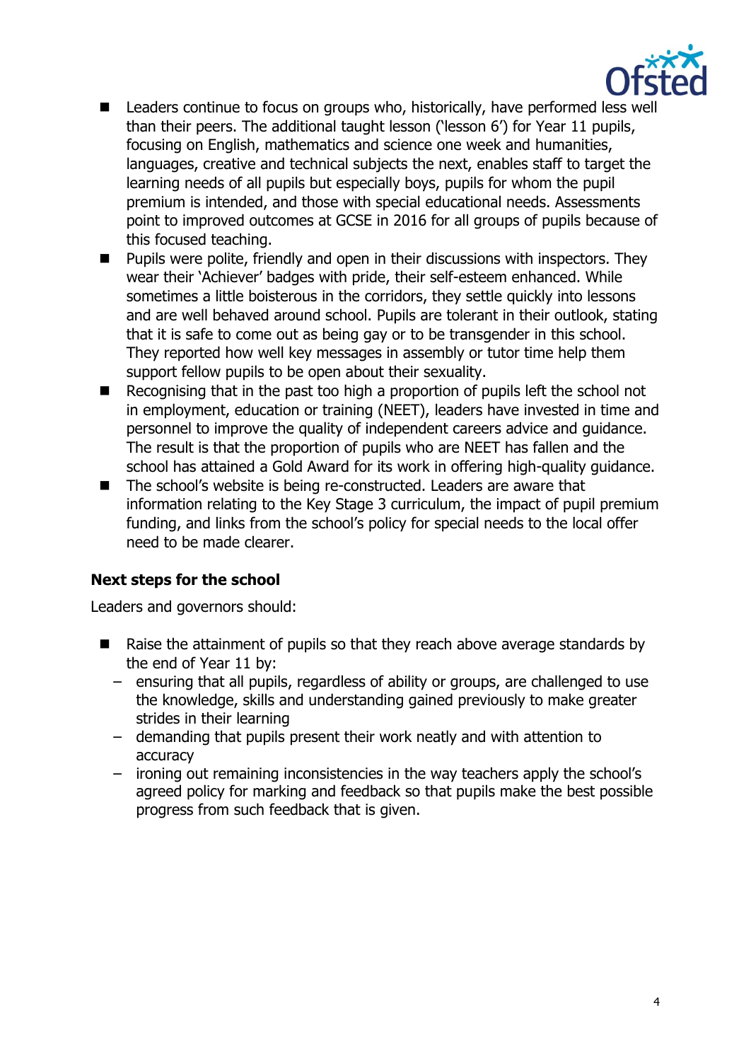- Leaders continue to focus on groups who, historically, have performed less well than their peers. The additional taught lesson ('lesson 6') for Year 11 pupils, focusing on English, mathematics and science one week and humanities, languages, creative and technical subjects the next, enables staff to target the learning needs of all pupils but especially boys, pupils for whom the pupil premium is intended, and those with special educational needs. Assessments point to improved outcomes at GCSE in 2016 for all groups of pupils because of this focused teaching.
- Pupils were polite, friendly and open in their discussions with inspectors. They wear their 'Achiever' badges with pride, their self-esteem enhanced. While sometimes a little boisterous in the corridors, they settle quickly into lessons and are well behaved around school. Pupils are tolerant in their outlook, stating that it is safe to come out as being gay or to be transgender in this school. They reported how well key messages in assembly or tutor time help them support fellow pupils to be open about their sexuality.
- Recognising that in the past too high a proportion of pupils left the school not in employment, education or training (NEET), leaders have invested in time and personnel to improve the quality of independent careers advice and guidance. The result is that the proportion of pupils who are NEET has fallen and the school has attained a Gold Award for its work in offering high-quality guidance.
- The school's website is being re-constructed. Leaders are aware that information relating to the Key Stage 3 curriculum, the impact of pupil premium funding, and links from the school's policy for special needs to the local offer need to be made clearer.

## Next steps for the school

Leaders and governors should:

- Raise the attainment of pupils so that they reach above average standards by the end of Year 11 by:
  - ensuring that all pupils, regardless of ability or groups, are challenged to use the knowledge, skills and understanding gained previously to make greater strides in their learning
  - demanding that pupils present their work neatly and with attention to accuracy
  - ironing out remaining inconsistencies in the way teachers apply the school's agreed policy for marking and feedback so that pupils make the best possible progress from such feedback that is given.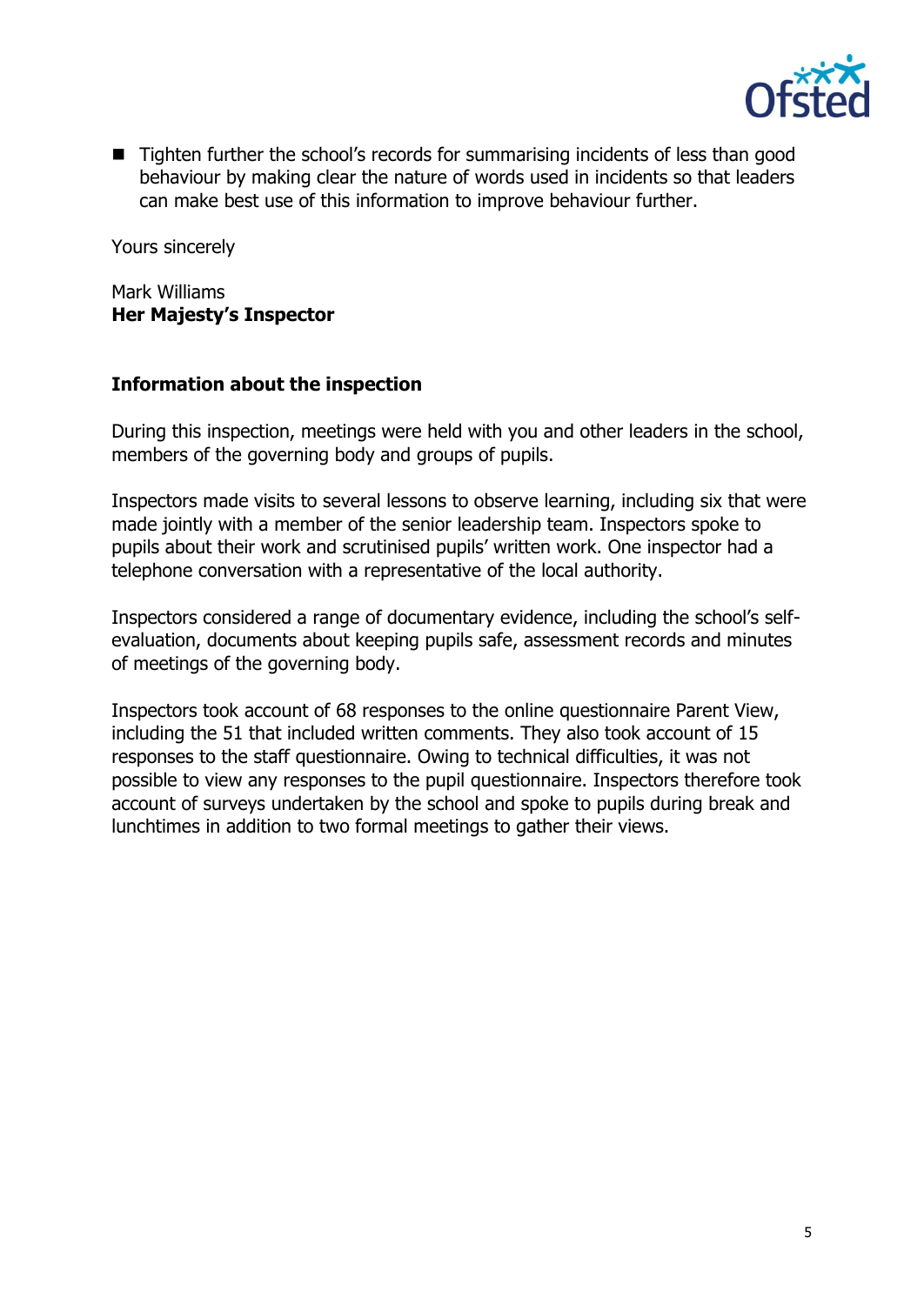- Tighten further the school's records for summarising incidents of less than good behaviour by making clear the nature of words used in incidents so that leaders can make best use of this information to improve behaviour further.

Yours sincerely

Mark Williams
**Her Majesty's Inspector**

## Information about the inspection

During this inspection, meetings were held with you and other leaders in the school, members of the governing body and groups of pupils.

Inspectors made visits to several lessons to observe learning, including six that were made jointly with a member of the senior leadership team. Inspectors spoke to pupils about their work and scrutinised pupils' written work. One inspector had a telephone conversation with a representative of the local authority.

Inspectors considered a range of documentary evidence, including the school's self-evaluation, documents about keeping pupils safe, assessment records and minutes of meetings of the governing body.

Inspectors took account of 68 responses to the online questionnaire Parent View, including the 51 that included written comments. They also took account of 15 responses to the staff questionnaire. Owing to technical difficulties, it was not possible to view any responses to the pupil questionnaire. Inspectors therefore took account of surveys undertaken by the school and spoke to pupils during break and lunchtimes in addition to two formal meetings to gather their views.